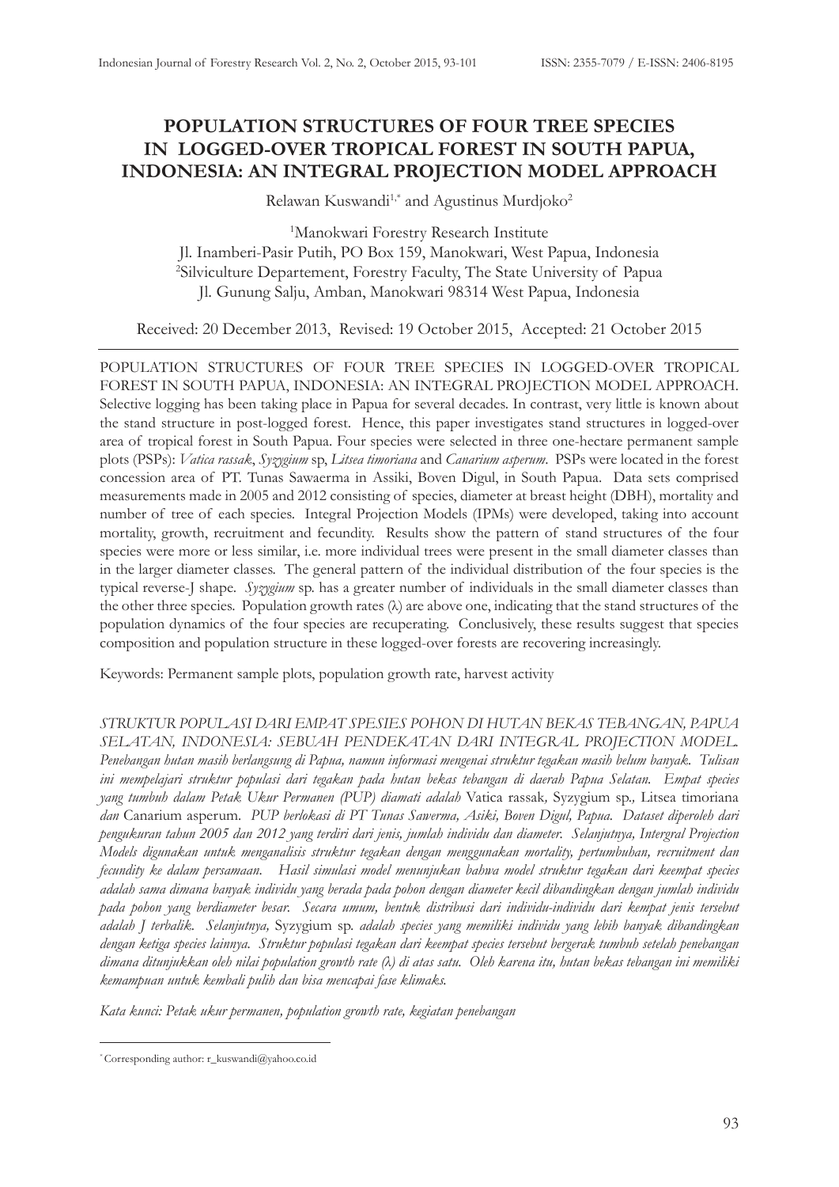# POPULATION STRUCTURES OF FOUR TREE SPECIES IN LOGGED-OVER TROPICAL FOREST IN SOUTH PAPUA, INDONESIA: AN INTEGRAL PROJECTION MODEL APPROACH

Relawan Kuswandi[1,*] and Agustinus Murdjoko[2]

[1]Manokwari Forestry Research Institute
Jl. Inamberi-Pasir Putih, PO Box 159, Manokwari, West Papua, Indonesia
[2]Silviculture Departement, Forestry Faculty, The State University of Papua
Jl. Gunung Salju, Amban, Manokwari 98314 West Papua, Indonesia

Received: 20 December 2013, Revised: 19 October 2015, Accepted: 21 October 2015

POPULATION STRUCTURES OF FOUR TREE SPECIES IN LOGGED-OVER TROPICAL FOREST IN SOUTH PAPUA, INDONESIA: AN INTEGRAL PROJECTION MODEL APPROACH. Selective logging has been taking place in Papua for several decades. In contrast, very little is known about the stand structure in post-logged forest. Hence, this paper investigates stand structures in logged-over area of tropical forest in South Papua. Four species were selected in three one-hectare permanent sample plots (PSPs): *Vatica rassak*, *Syzygium* sp, *Litsea timoriana* and *Canarium asperum*. PSPs were located in the forest concession area of PT. Tunas Sawaerma in Assiki, Boven Digul, in South Papua. Data sets comprised measurements made in 2005 and 2012 consisting of species, diameter at breast height (DBH), mortality and number of tree of each species. Integral Projection Models (IPMs) were developed, taking into account mortality, growth, recruitment and fecundity. Results show the pattern of stand structures of the four species were more or less similar, i.e. more individual trees were present in the small diameter classes than in the larger diameter classes. The general pattern of the individual distribution of the four species is the typical reverse-J shape. *Syzygium* sp. has a greater number of individuals in the small diameter classes than the other three species. Population growth rates (λ) are above one, indicating that the stand structures of the population dynamics of the four species are recuperating. Conclusively, these results suggest that species composition and population structure in these logged-over forests are recovering increasingly.

Keywords: Permanent sample plots, population growth rate, harvest activity

*STRUKTUR POPULASI DARI EMPAT SPESIES POHON DI HUTAN BEKAS TEBANGAN, PAPUA SELATAN, INDONESIA: SEBUAH PENDEKATAN DARI INTEGRAL PROJECTION MODEL. Penebangan hutan masih berlangsung di Papua, namun informasi mengenai struktur tegakan masih belum banyak. Tulisan ini mempelajari struktur populasi dari tegakan pada hutan bekas tebangan di daerah Papua Selatan. Empat species yang tumbuh dalam Petak Ukur Permanen (PUP) diamati adalah* Vatica rassak*,* Syzygium sp.*,* Litsea timoriana *dan* Canarium asperum*. PUP berlokasi di PT Tunas Sawerma, Asiki, Boven Digul, Papua. Dataset diperoleh dari pengukuran tahun 2005 dan 2012 yang terdiri dari jenis, jumlah individu dan diameter. Selanjutnya, Intergral Projection Models digunakan untuk menganalisis struktur tegakan dengan menggunakan mortality, pertumbuhan, recruitment dan fecundity ke dalam persamaan. Hasil simulasi model menunjukan bahwa model struktur tegakan dari keempat species adalah sama dimana banyak individu yang berada pada pohon dengan diameter kecil dibandingkan dengan jumlah individu pada pohon yang berdiameter besar. Secara umum, bentuk distribusi dari individu-individu dari kempat jenis tersebut adalah J terbalik. Selanjutnya,* Syzygium sp. *adalah species yang memiliki individu yang lebih banyak dibandingkan dengan ketiga species lainnya. Struktur populasi tegakan dari keempat species tersebut bergerak tumbuh setelah penebangan dimana ditunjukkan oleh nilai population growth rate (λ) di atas satu. Oleh karena itu, hutan bekas tebangan ini memiliki kemampuan untuk kembali pulih dan bisa mencapai fase klimaks.*

*Kata kunci: Petak ukur permanen, population growth rate, kegiatan penebangan*

---

[*]Corresponding author: r_kuswandi@yahoo.co.id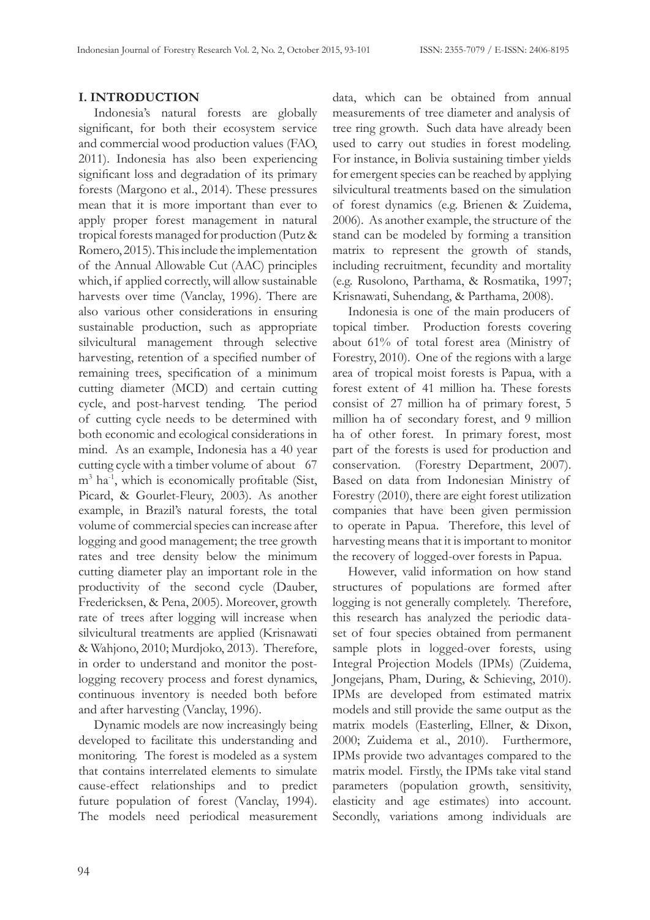## I. INTRODUCTION

Indonesia's natural forests are globally significant, for both their ecosystem service and commercial wood production values (FAO, 2011). Indonesia has also been experiencing significant loss and degradation of its primary forests (Margono et al., 2014). These pressures mean that it is more important than ever to apply proper forest management in natural tropical forests managed for production (Putz & Romero, 2015). This include the implementation of the Annual Allowable Cut (AAC) principles which, if applied correctly, will allow sustainable harvests over time (Vanclay, 1996). There are also various other considerations in ensuring sustainable production, such as appropriate silvicultural management through selective harvesting, retention of a specified number of remaining trees, specification of a minimum cutting diameter (MCD) and certain cutting cycle, and post-harvest tending. The period of cutting cycle needs to be determined with both economic and ecological considerations in mind. As an example, Indonesia has a 40 year cutting cycle with a timber volume of about 67 $m^3$ $ha^{-1}$, which is economically profitable (Sist, Picard, & Gourlet-Fleury, 2003). As another example, in Brazil's natural forests, the total volume of commercial species can increase after logging and good management; the tree growth rates and tree density below the minimum cutting diameter play an important role in the productivity of the second cycle (Dauber, Fredericksen, & Pena, 2005). Moreover, growth rate of trees after logging will increase when silvicultural treatments are applied (Krisnawati & Wahjono, 2010; Murdjoko, 2013). Therefore, in order to understand and monitor the post-logging recovery process and forest dynamics, continuous inventory is needed both before and after harvesting (Vanclay, 1996).

Dynamic models are now increasingly being developed to facilitate this understanding and monitoring. The forest is modeled as a system that contains interrelated elements to simulate cause-effect relationships and to predict future population of forest (Vanclay, 1994). The models need periodical measurement data, which can be obtained from annual measurements of tree diameter and analysis of tree ring growth. Such data have already been used to carry out studies in forest modeling. For instance, in Bolivia sustaining timber yields for emergent species can be reached by applying silvicultural treatments based on the simulation of forest dynamics (e.g. Brienen & Zuidema, 2006). As another example, the structure of the stand can be modeled by forming a transition matrix to represent the growth of stands, including recruitment, fecundity and mortality (e.g. Rusolono, Parthama, & Rosmatika, 1997; Krisnawati, Suhendang, & Parthama, 2008).

Indonesia is one of the main producers of topical timber. Production forests covering about 61% of total forest area (Ministry of Forestry, 2010). One of the regions with a large area of tropical moist forests is Papua, with a forest extent of 41 million ha. These forests consist of 27 million ha of primary forest, 5 million ha of secondary forest, and 9 million ha of other forest. In primary forest, most part of the forests is used for production and conservation. (Forestry Department, 2007). Based on data from Indonesian Ministry of Forestry (2010), there are eight forest utilization companies that have been given permission to operate in Papua. Therefore, this level of harvesting means that it is important to monitor the recovery of logged-over forests in Papua.

However, valid information on how stand structures of populations are formed after logging is not generally completely. Therefore, this research has analyzed the periodic data-set of four species obtained from permanent sample plots in logged-over forests, using Integral Projection Models (IPMs) (Zuidema, Jongejans, Pham, During, & Schieving, 2010). IPMs are developed from estimated matrix models and still provide the same output as the matrix models (Easterling, Ellner, & Dixon, 2000; Zuidema et al., 2010). Furthermore, IPMs provide two advantages compared to the matrix model. Firstly, the IPMs take vital stand parameters (population growth, sensitivity, elasticity and age estimates) into account. Secondly, variations among individuals are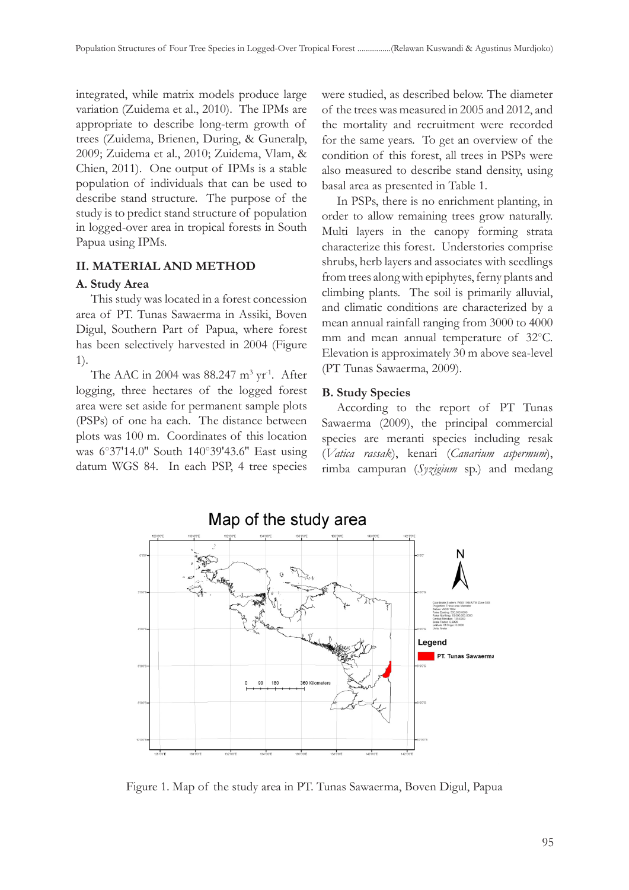integrated, while matrix models produce large variation (Zuidema et al., 2010). The IPMs are appropriate to describe long-term growth of trees (Zuidema, Brienen, During, & Guneralp, 2009; Zuidema et al., 2010; Zuidema, Vlam, & Chien, 2011). One output of IPMs is a stable population of individuals that can be used to describe stand structure. The purpose of the study is to predict stand structure of population in logged-over area in tropical forests in South Papua using IPMs.

## II. MATERIAL AND METHOD

### A. Study Area

This study was located in a forest concession area of PT. Tunas Sawaerma in Assiki, Boven Digul, Southern Part of Papua, where forest has been selectively harvested in 2004 (Figure 1).

The AAC in 2004 was 88.247 $m^3$ $yr^{-1}$. After logging, three hectares of the logged forest area were set aside for permanent sample plots (PSPs) of one ha each. The distance between plots was 100 m. Coordinates of this location was 6°37'14.0" South 140°39'43.6" East using datum WGS 84. In each PSP, 4 tree species were studied, as described below. The diameter of the trees was measured in 2005 and 2012, and the mortality and recruitment were recorded for the same years. To get an overview of the condition of this forest, all trees in PSPs were also measured to describe stand density, using basal area as presented in Table 1.

In PSPs, there is no enrichment planting, in order to allow remaining trees grow naturally. Multi layers in the canopy forming strata characterize this forest. Understories comprise shrubs, herb layers and associates with seedlings from trees along with epiphytes, ferny plants and climbing plants. The soil is primarily alluvial, and climatic conditions are charactercized by a mean annual rainfall ranging from 3000 to 4000 mm and mean annual temperature of 32°C. Elevation is approximately 30 m above sea-level (PT Tunas Sawaerma, 2009).

### B. Study Species

According to the report of PT Tunas Sawaerma (2009), the principal commercial species are meranti species including resak (*Vatica rassak*), kenari (*Canarium aspermum*), rimba campuran (*Syzigium* sp.) and medang

Figure 1. Map of the study area in PT. Tunas Sawaerma, Boven Digul, Papua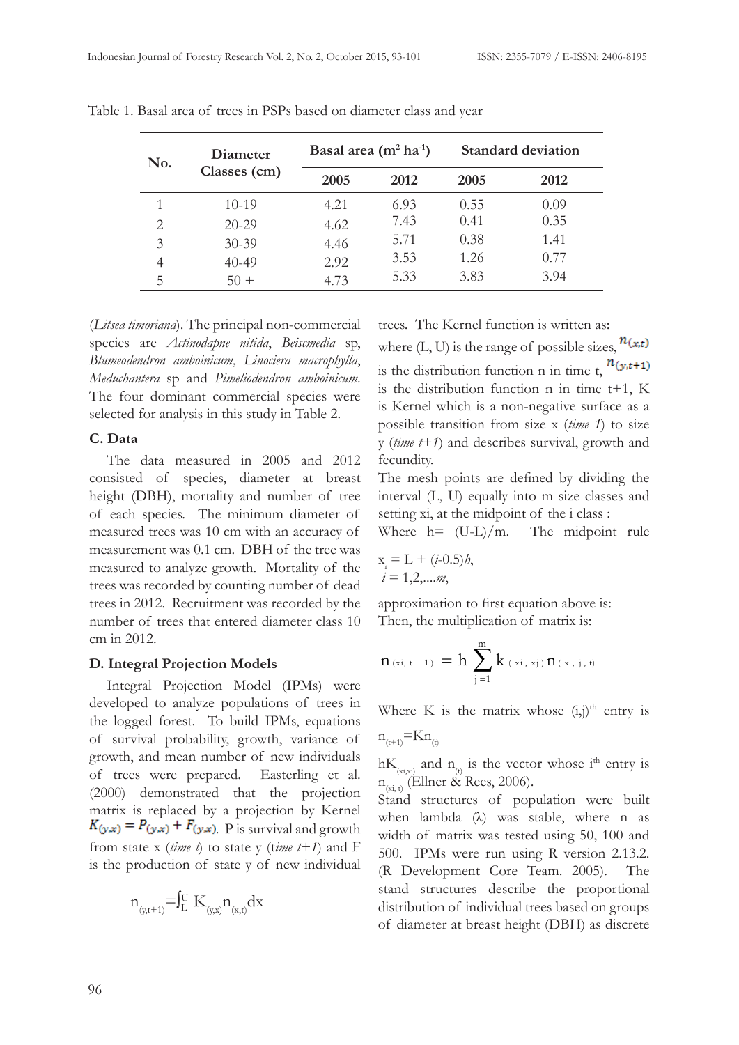Table 1. Basal area of trees in PSPs based on diameter class and year

| No. | Diameter Classes (cm) | Basal area ($m^2$ $ha^{-1}$) | | Standard deviation | |
|---|---|---|---|---|---|
| | | 2005 | 2012 | 2005 | 2012 |
| 1 | 10-19 | 4.21 | 6.93 | 0.55 | 0.09 |
| 2 | 20-29 | 4.62 | 7.43 | 0.41 | 0.35 |
| 3 | 30-39 | 4.46 | 5.71 | 0.38 | 1.41 |
| 4 | 40-49 | 2.92 | 3.53 | 1.26 | 0.77 |
| 5 | 50 + | 4.73 | 5.33 | 3.83 | 3.94 |

(*Litsea timoriana*). The principal non-commercial species are *Actinodapne nitida*, *Beiscmedia* sp, *Blumeodendron amboinicum*, *Linociera macrophylla*, *Meduchantera* sp and *Pimeliodendron amboinicum*. The four dominant commercial species were selected for analysis in this study in Table 2.

### C. Data

The data measured in 2005 and 2012 consisted of species, diameter at breast height (DBH), mortality and number of tree of each species. The minimum diameter of measured trees was 10 cm with an accuracy of measurement was 0.1 cm. DBH of the tree was measured to analyze growth. Mortality of the trees was recorded by counting number of dead trees in 2012. Recruitment was recorded by the number of trees that entered diameter class 10 cm in 2012.

### D. Integral Projection Models

Integral Projection Model (IPMs) were developed to analyze populations of trees in the logged forest. To build IPMs, equations of survival probability, growth, variance of growth, and mean number of new individuals of trees were prepared. Easterling et al. (2000) demonstrated that the projection matrix is replaced by a projection by Kernel $K_{(y,x)} = P_{(y,x)} + F_{(y,x)}$. P is survival and growth from state x (*time t*) to state y (*time t+1*) and F is the production of state y of new individual trees. The Kernel function is written as:

$$n_{(y,t+1)} = \int_L^U K_{(y,x)} n_{(x,t)} dx$$

where (L, U) is the range of possible sizes, $n_{(x,t)}$ is the distribution function n in time t, $n_{(y,t+1)}$ is the distribution function n in time t+1, K is Kernel which is a non-negative surface as a possible transition from size x (*time 1*) to size y (*time t+1*) and describes survival, growth and fecundity.

The mesh points are defined by dividing the interval (L, U) equally into m size classes and setting xi, at the midpoint of the i class :

Where h= (U-L)/m. The midpoint rule

$$x_i = L + (i\text{-}0.5)h,$$
$$i = 1,2,....m,$$

approximation to first equation above is:

Then, the multiplication of matrix is:

$$n_{(xi,\,t+1)} = h \sum_{j=1}^{m} k_{(xi,\,xj)} n_{(x,\,j,\,t)}$$

Where K is the matrix whose $(i,j)^{th}$ entry is $n_{(t+1)} = Kn_{(t)}$

$hK_{(xi,xj)}$ and $n_{(t)}$ is the vector whose $i^{th}$ entry is $n_{(xi,\,t)}$ (Ellner & Rees, 2006).

Stand structures of population were built when lambda (λ) was stable, where n as width of matrix was tested using 50, 100 and 500. IPMs were run using R version 2.13.2. (R Development Core Team. 2005). The stand structures describe the proportional distribution of individual trees based on groups of diameter at breast height (DBH) as discrete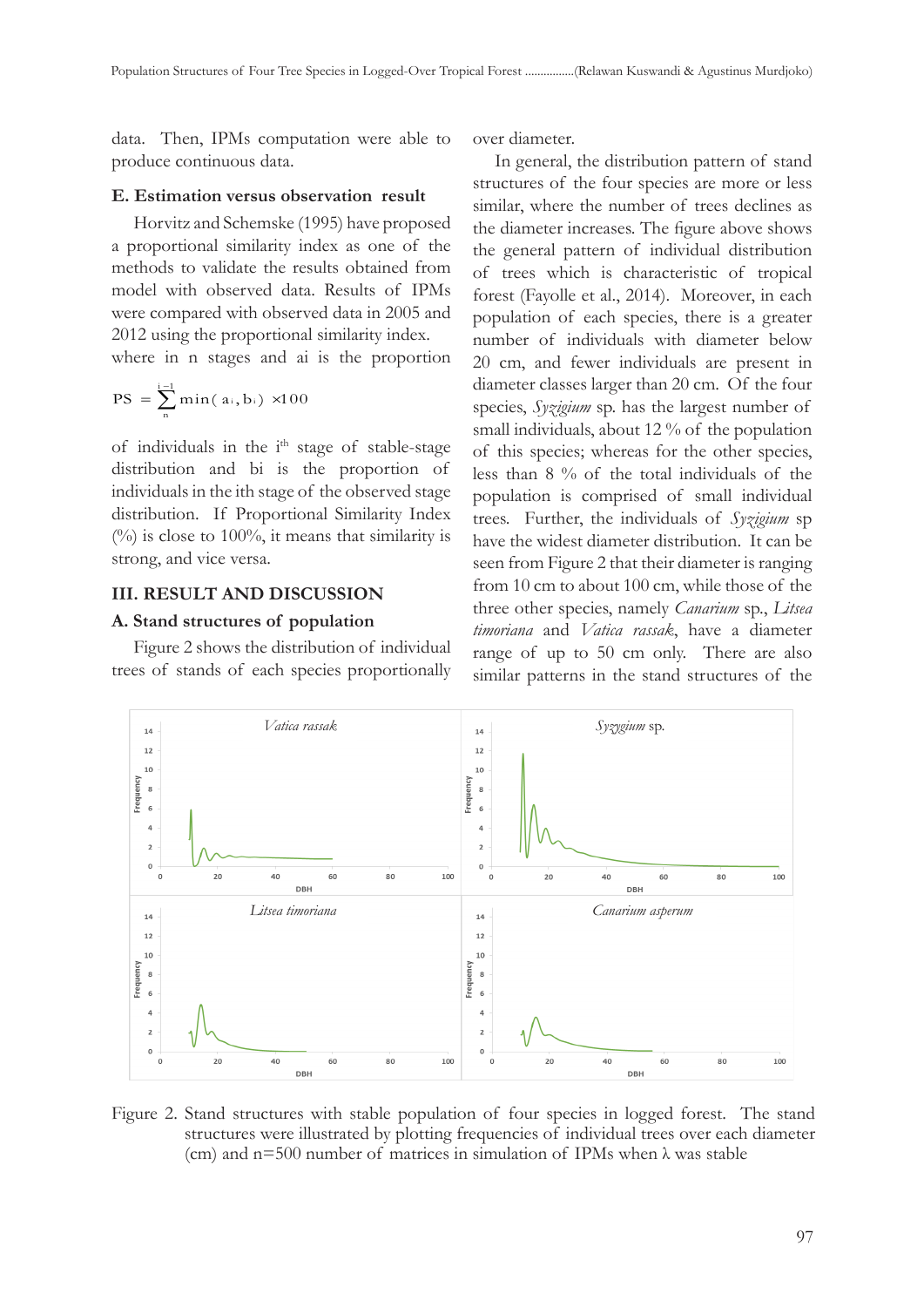data. Then, IPMs computation were able to produce continuous data.

### E. Estimation versus observation result

Horvitz and Schemske (1995) have proposed a proportional similarity index as one of the methods to validate the results obtained from model with observed data. Results of IPMs were compared with observed data in 2005 and 2012 using the proportional similarity index.

where in n stages and ai is the proportion

$$PS = \sum_{n}^{i-1} \min(a_i, b_i) \times 100$$

of individuals in the i[th] stage of stable-stage distribution and bi is the proportion of individuals in the ith stage of the observed stage distribution. If Proportional Similarity Index (%) is close to 100%, it means that similarity is strong, and vice versa.

## III. RESULT AND DISCUSSION

### A. Stand structures of population

Figure 2 shows the distribution of individual trees of stands of each species proportionally over diameter.

In general, the distribution pattern of stand structures of the four species are more or less similar, where the number of trees declines as the diameter increases. The figure above shows the general pattern of individual distribution of trees which is characteristic of tropical forest (Fayolle et al., 2014). Moreover, in each population of each species, there is a greater number of individuals with diameter below 20 cm, and fewer individuals are present in diameter classes larger than 20 cm. Of the four species, *Syzigium* sp. has the largest number of small individuals, about 12 % of the population of this species; whereas for the other species, less than 8 % of the total individuals of the population is comprised of small individual trees. Further, the individuals of *Syzigium* sp have the widest diameter distribution. It can be seen from Figure 2 that their diameter is ranging from 10 cm to about 100 cm, while those of the three other species, namely *Canarium* sp., *Litsea timoriana* and *Vatica rassak*, have a diameter range of up to 50 cm only. There are also similar patterns in the stand structures of the

Figure 2. Stand structures with stable population of four species in logged forest. The stand structures were illustrated by plotting frequencies of individual trees over each diameter (cm) and n=500 number of matrices in simulation of IPMs when λ was stable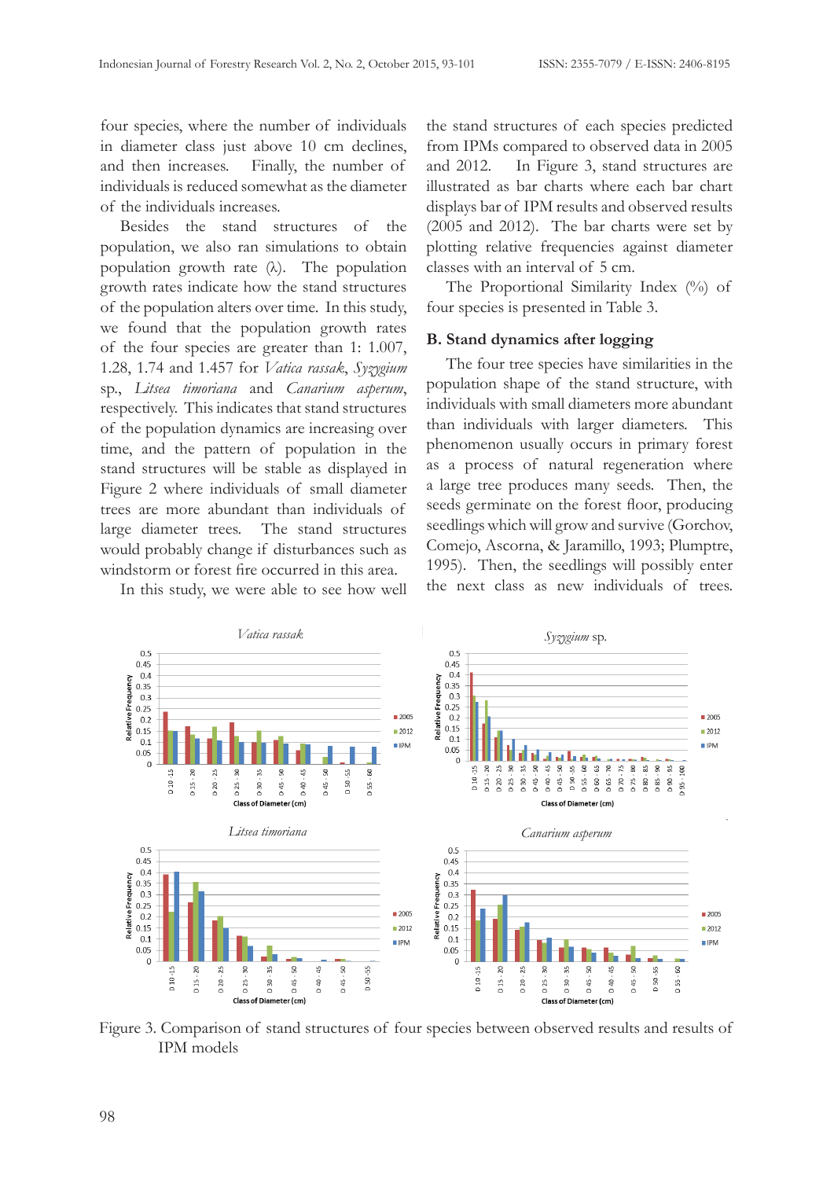four species, where the number of individuals in diameter class just above 10 cm declines, and then increases. Finally, the number of individuals is reduced somewhat as the diameter of the individuals increases.

Besides the stand structures of the population, we also ran simulations to obtain population growth rate (λ). The population growth rates indicate how the stand structures of the population alters over time. In this study, we found that the population growth rates of the four species are greater than 1: 1.007, 1.28, 1.74 and 1.457 for *Vatica rassak*, *Syzygium* sp., *Litsea timoriana* and *Canarium asperum*, respectively. This indicates that stand structures of the population dynamics are increasing over time, and the pattern of population in the stand structures will be stable as displayed in Figure 2 where individuals of small diameter trees are more abundant than individuals of large diameter trees. The stand structures would probably change if disturbances such as windstorm or forest fire occurred in this area.

In this study, we were able to see how well the stand structures of each species predicted from IPMs compared to observed data in 2005 and 2012. In Figure 3, stand structures are illustrated as bar charts where each bar chart displays bar of IPM results and observed results (2005 and 2012). The bar charts were set by plotting relative frequencies against diameter classes with an interval of 5 cm.

The Proportional Similarity Index (%) of four species is presented in Table 3.

### B. Stand dynamics after logging

The four tree species have similarities in the population shape of the stand structure, with individuals with small diameters more abundant than individuals with larger diameters. This phenomenon usually occurs in primary forest as a process of natural regeneration where a large tree produces many seeds. Then, the seeds germinate on the forest floor, producing seedlings which will grow and survive (Gorchov, Comejo, Ascorna, & Jaramillo, 1993; Plumptre, 1995). Then, the seedlings will possibly enter the next class as new individuals of trees.

Figure 3. Comparison of stand structures of four species between observed results and results of IPM models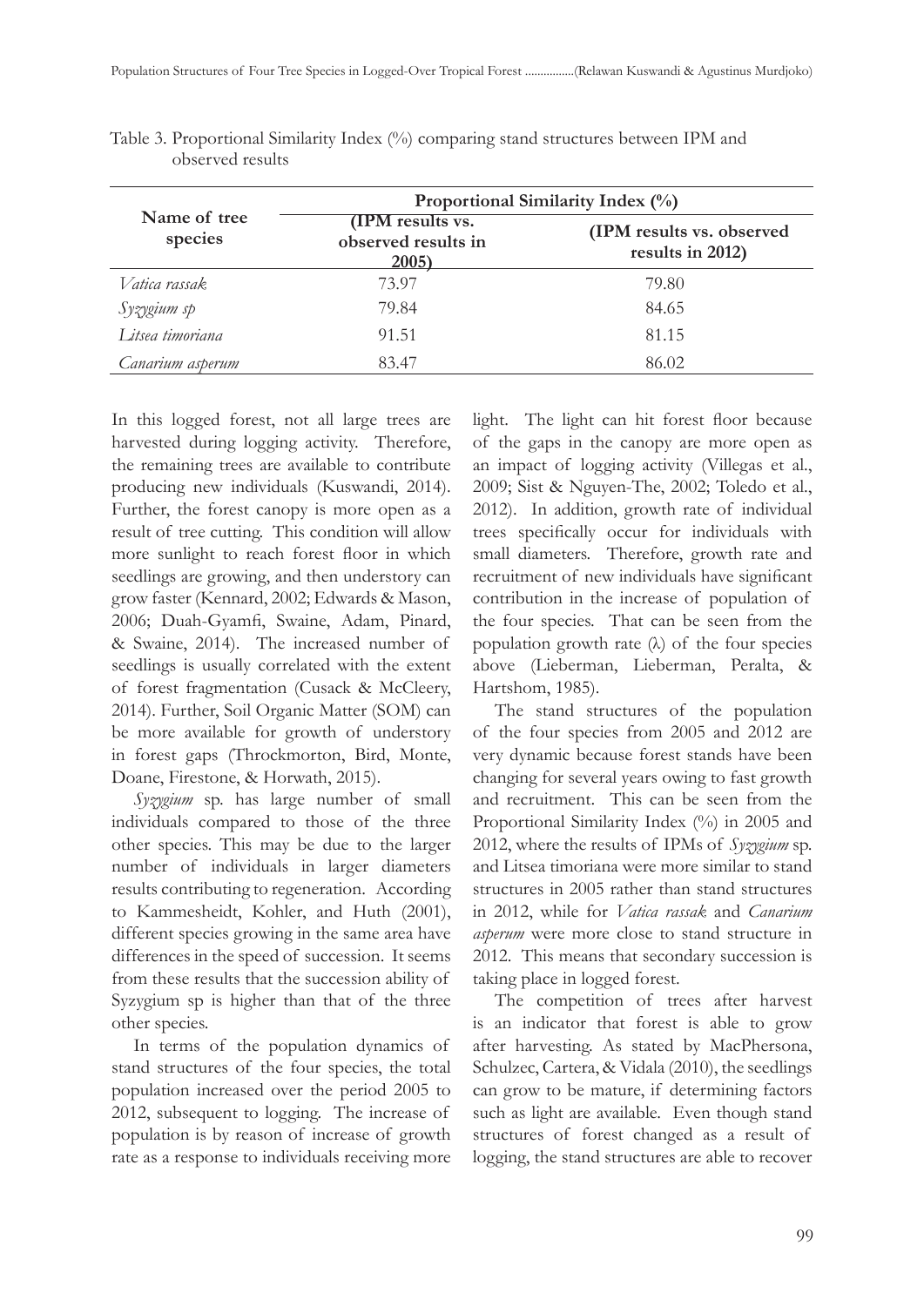Table 3. Proportional Similarity Index (%) comparing stand structures between IPM and observed results

| Name of tree species | Proportional Similarity Index (%) | |
|---|---|---|
| | (IPM results vs. observed results in 2005) | (IPM results vs. observed results in 2012) |
| *Vatica rassak* | 73.97 | 79.80 |
| *Syzygium sp* | 79.84 | 84.65 |
| *Litsea timoriana* | 91.51 | 81.15 |
| *Canarium asperum* | 83.47 | 86.02 |

In this logged forest, not all large trees are harvested during logging activity. Therefore, the remaining trees are available to contribute producing new individuals (Kuswandi, 2014). Further, the forest canopy is more open as a result of tree cutting. This condition will allow more sunlight to reach forest floor in which seedlings are growing, and then understory can grow faster (Kennard, 2002; Edwards & Mason, 2006; Duah-Gyamfi, Swaine, Adam, Pinard, & Swaine, 2014). The increased number of seedlings is usually correlated with the extent of forest fragmentation (Cusack & McCleery, 2014). Further, Soil Organic Matter (SOM) can be more available for growth of understory in forest gaps (Throckmorton, Bird, Monte, Doane, Firestone, & Horwath, 2015).

*Syzygium* sp. has large number of small individuals compared to those of the three other species. This may be due to the larger number of individuals in larger diameters results contributing to regeneration. According to Kammesheidt, Kohler, and Huth (2001), different species growing in the same area have differences in the speed of succession. It seems from these results that the succession ability of Syzygium sp is higher than that of the three other species.

In terms of the population dynamics of stand structures of the four species, the total population increased over the period 2005 to 2012, subsequent to logging. The increase of population is by reason of increase of growth rate as a response to individuals receiving more light. The light can hit forest floor because of the gaps in the canopy are more open as an impact of logging activity (Villegas et al., 2009; Sist & Nguyen-The, 2002; Toledo et al., 2012). In addition, growth rate of individual trees specifically occur for individuals with small diameters. Therefore, growth rate and recruitment of new individuals have significant contribution in the increase of population of the four species. That can be seen from the population growth rate (λ) of the four species above (Lieberman, Lieberman, Peralta, & Hartshom, 1985).

The stand structures of the population of the four species from 2005 and 2012 are very dynamic because forest stands have been changing for several years owing to fast growth and recruitment. This can be seen from the Proportional Similarity Index (%) in 2005 and 2012, where the results of IPMs of *Syzygium* sp. and Litsea timoriana were more similar to stand structures in 2005 rather than stand structures in 2012, while for *Vatica rassak* and *Canarium asperum* were more close to stand structure in 2012. This means that secondary succession is taking place in logged forest.

The competition of trees after harvest is an indicator that forest is able to grow after harvesting. As stated by MacPhersona, Schulzec, Cartera, & Vidala (2010), the seedlings can grow to be mature, if determining factors such as light are available. Even though stand structures of forest changed as a result of logging, the stand structures are able to recover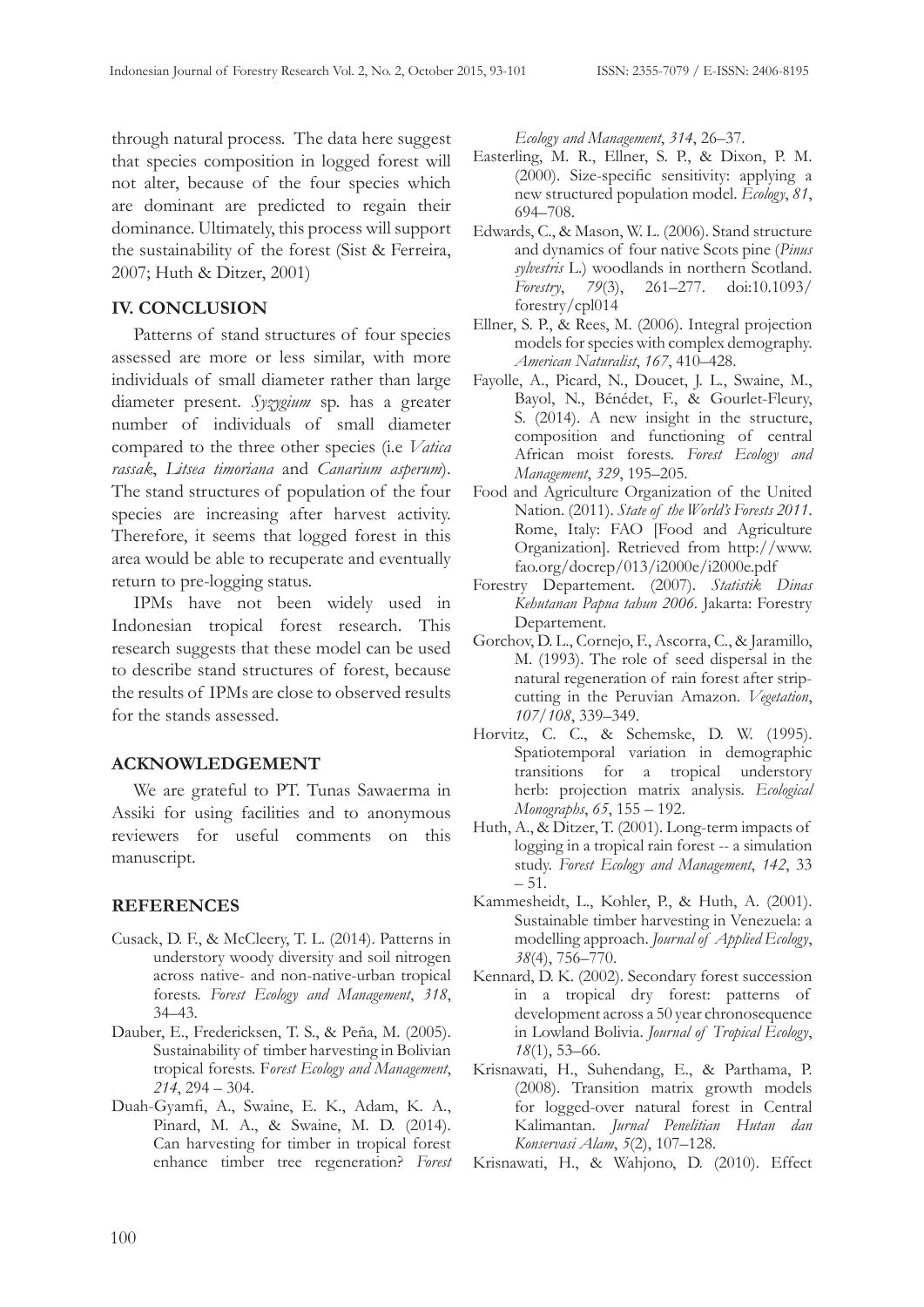through natural process. The data here suggest that species composition in logged forest will not alter, because of the four species which are dominant are predicted to regain their dominance. Ultimately, this process will support the sustainability of the forest (Sist & Ferreira, 2007; Huth & Ditzer, 2001)

## IV. CONCLUSION

Patterns of stand structures of four species assessed are more or less similar, with more individuals of small diameter rather than large diameter present. *Syzygium* sp. has a greater number of individuals of small diameter compared to the three other species (i.e *Vatica rassak*, *Litsea timoriana* and *Canarium asperum*). The stand structures of population of the four species are increasing after harvest activity. Therefore, it seems that logged forest in this area would be able to recuperate and eventually return to pre-logging status.

IPMs have not been widely used in Indonesian tropical forest research. This research suggests that these model can be used to describe stand structures of forest, because the results of IPMs are close to observed results for the stands assessed.

## ACKNOWLEDGEMENT

We are grateful to PT. Tunas Sawaerma in Assiki for using facilities and to anonymous reviewers for useful comments on this manuscript.

## REFERENCES

Cusack, D. F., & McCleery, T. L. (2014). Patterns in understory woody diversity and soil nitrogen across native- and non-native-urban tropical forests. *Forest Ecology and Management*, *318*, 34–43.

Dauber, E., Fredericksen, T. S., & Peña, M. (2005). Sustainability of timber harvesting in Bolivian tropical forests. F*orest Ecology and Management*, *214*, 294 – 304.

Duah-Gyamfi, A., Swaine, E. K., Adam, K. A., Pinard, M. A., & Swaine, M. D. (2014). Can harvesting for timber in tropical forest enhance timber tree regeneration? *Forest Ecology and Management*, *314*, 26–37.

Easterling, M. R., Ellner, S. P., & Dixon, P. M. (2000). Size-specific sensitivity: applying a new structured population model. *Ecology*, *81*, 694–708.

Edwards, C., & Mason, W. L. (2006). Stand structure and dynamics of four native Scots pine (*Pinus sylvestris* L.) woodlands in northern Scotland. *Forestry*, *79*(3), 261–277. doi:10.1093/forestry/cpl014

Ellner, S. P., & Rees, M. (2006). Integral projection models for species with complex demography. *American Naturalist*, *167*, 410–428.

Fayolle, A., Picard, N., Doucet, J. L., Swaine, M., Bayol, N., Bénédet, F., & Gourlet-Fleury, S. (2014). A new insight in the structure, composition and functioning of central African moist forests. *Forest Ecology and Management*, *329*, 195–205.

Food and Agriculture Organization of the United Nation. (2011). *State of the World's Forests 2011*. Rome, Italy: FAO [Food and Agriculture Organization]. Retrieved from http://www.fao.org/docrep/013/i2000e/i2000e.pdf

Forestry Departement. (2007). *Statistik Dinas Kehutanan Papua tahun 2006*. Jakarta: Forestry Departement.

Gorchov, D. L., Cornejo, F., Ascorra, C., & Jaramillo, M. (1993). The role of seed dispersal in the natural regeneration of rain forest after strip-cutting in the Peruvian Amazon. *Vegetation*, *107/108*, 339–349.

Horvitz, C. C., & Schemske, D. W. (1995). Spatiotemporal variation in demographic transitions for a tropical understory herb: projection matrix analysis. *Ecological Monographs*, *65*, 155 – 192.

Huth, A., & Ditzer, T. (2001). Long-term impacts of logging in a tropical rain forest -- a simulation study. *Forest Ecology and Management*, *142*, 33 – 51.

Kammesheidt, L., Kohler, P., & Huth, A. (2001). Sustainable timber harvesting in Venezuela: a modelling approach. *Journal of Applied Ecology*, *38*(4), 756–770.

Kennard, D. K. (2002). Secondary forest succession in a tropical dry forest: patterns of development across a 50 year chronosequence in Lowland Bolivia. *Journal of Tropical Ecology*, *18*(1), 53–66.

Krisnawati, H., Suhendang, E., & Parthama, P. (2008). Transition matrix growth models for logged-over natural forest in Central Kalimantan. *Jurnal Penelitian Hutan dan Konservasi Alam*, *5*(2), 107–128.

Krisnawati, H., & Wahjono, D. (2010). Effect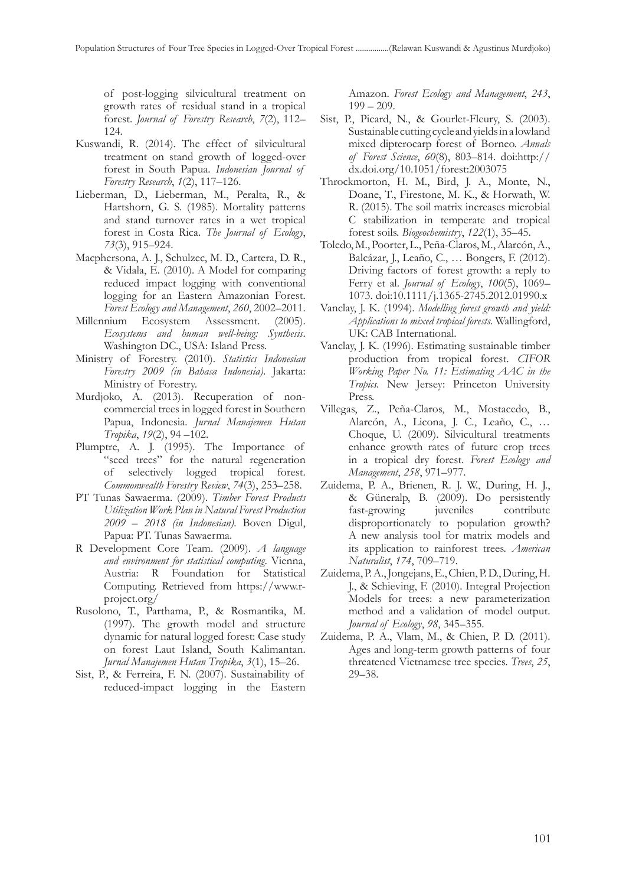of post-logging silvicultural treatment on growth rates of residual stand in a tropical forest. *Journal of Forestry Research*, *7*(2), 112–124.

Kuswandi, R. (2014). The effect of silvicultural treatment on stand growth of logged-over forest in South Papua. *Indonesian Journal of Forestry Research*, *1*(2), 117–126.

Lieberman, D., Lieberman, M., Peralta, R., & Hartshorn, G. S. (1985). Mortality patterns and stand turnover rates in a wet tropical forest in Costa Rica. *The Journal of Ecology*, *73*(3), 915–924.

Macphersona, A. J., Schulzec, M. D., Cartera, D. R., & Vidala, E. (2010). A Model for comparing reduced impact logging with conventional logging for an Eastern Amazonian Forest. *Forest Ecology and Management*, *260*, 2002–2011.

Millennium Ecosystem Assessment. (2005). *Ecosystems and human well-being: Synthesis*. Washington DC., USA: Island Press.

Ministry of Forestry. (2010). *Statistics Indonesian Forestry 2009 (in Bahasa Indonesia)*. Jakarta: Ministry of Forestry.

Murdjoko, A. (2013). Recuperation of non-commercial trees in logged forest in Southern Papua, Indonesia. *Jurnal Manajemen Hutan Tropika*, *19*(2), 94 –102.

Plumptre, A. J. (1995). The Importance of "seed trees" for the natural regeneration of selectively logged tropical forest. *Commonwealth Forestry Review*, *74*(3), 253–258.

PT Tunas Sawaerma. (2009). *Timber Forest Products Utilization Work Plan in Natural Forest Production 2009 – 2018 (in Indonesian)*. Boven Digul, Papua: PT. Tunas Sawaerma.

R Development Core Team. (2009). *A language and environment for statistical computing*. Vienna, Austria: R Foundation for Statistical Computing. Retrieved from https://www.r-project.org/

Rusolono, T., Parthama, P., & Rosmantika, M. (1997). The growth model and structure dynamic for natural logged forest: Case study on forest Laut Island, South Kalimantan. *Jurnal Manajemen Hutan Tropika*, *3*(1), 15–26.

Sist, P., & Ferreira, F. N. (2007). Sustainability of reduced-impact logging in the Eastern Amazon. *Forest Ecology and Management*, *243*, 199 – 209.

Sist, P., Picard, N., & Gourlet-Fleury, S. (2003). Sustainable cutting cycle and yields in a lowland mixed dipterocarp forest of Borneo. *Annals of Forest Science*, *60*(8), 803–814. doi:http://dx.doi.org/10.1051/forest:2003075

Throckmorton, H. M., Bird, J. A., Monte, N., Doane, T., Firestone, M. K., & Horwath, W. R. (2015). The soil matrix increases microbial C stabilization in temperate and tropical forest soils. *Biogeochemistry*, *122*(1), 35–45.

Toledo, M., Poorter, L., Peña-Claros, M., Alarcón, A., Balcázar, J., Leaño, C., … Bongers, F. (2012). Driving factors of forest growth: a reply to Ferry et al. *Journal of Ecology*, *100*(5), 1069–1073. doi:10.1111/j.1365-2745.2012.01990.x

Vanclay, J. K. (1994). *Modelling forest growth and yield: Applications to mixed tropical forests*. Wallingford, UK: CAB International.

Vanclay, J. K. (1996). Estimating sustainable timber production from tropical forest. *CIFOR Working Paper No. 11: Estimating AAC in the Tropics*. New Jersey: Princeton University Press.

Villegas, Z., Peña-Claros, M., Mostacedo, B., Alarcón, A., Licona, J. C., Leaño, C., … Choque, U. (2009). Silvicultural treatments enhance growth rates of future crop trees in a tropical dry forest. *Forest Ecology and Management*, *258*, 971–977.

Zuidema, P. A., Brienen, R. J. W., During, H. J., & Güneralp, B. (2009). Do persistently fast-growing juveniles contribute disproportionately to population growth? A new analysis tool for matrix models and its application to rainforest trees. *American Naturalist*, *174*, 709–719.

Zuidema, P. A., Jongejans, E., Chien, P. D., During, H. J., & Schieving, F. (2010). Integral Projection Models for trees: a new parameterization method and a validation of model output. *Journal of Ecology*, *98*, 345–355.

Zuidema, P. A., Vlam, M., & Chien, P. D. (2011). Ages and long-term growth patterns of four threatened Vietnamese tree species. *Trees*, *25*, 29–38.